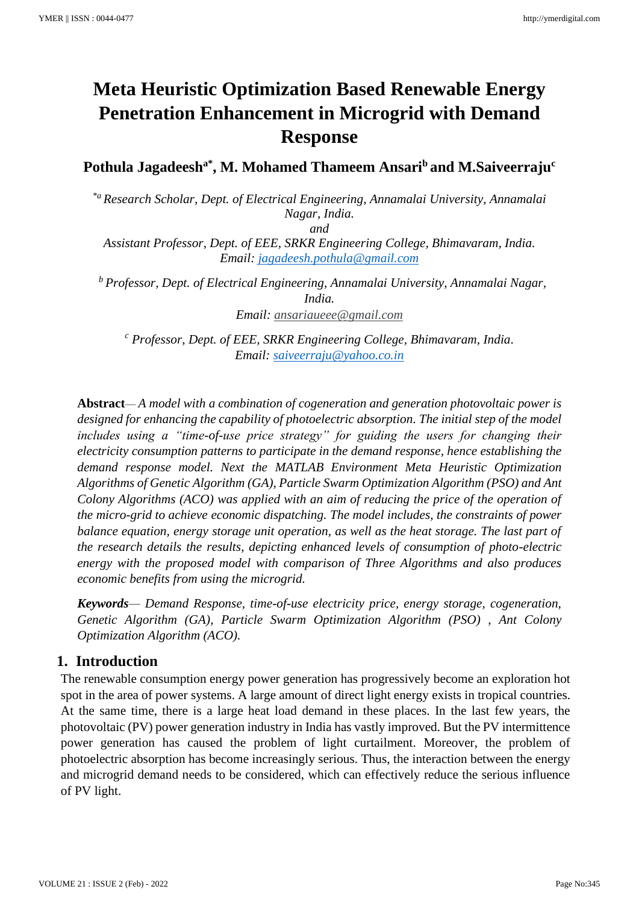# Meta Heuristic Optimization Based Renewable Energy Penetration Enhancement in Microgrid with Demand Response

**Pothula Jagadeesh[a*], M. Mohamed Thameem Ansari[b] and M.Saiveerraju[c]**

*[*a] Research Scholar, Dept. of Electrical Engineering, Annamalai University, Annamalai Nagar, India.*
*and*
*Assistant Professor, Dept. of EEE, SRKR Engineering College, Bhimavaram, India.*
*Email: jagadeesh.pothula@gmail.com*

*[b] Professor, Dept. of Electrical Engineering, Annamalai University, Annamalai Nagar, India.*
*Email: ansariaueee@gmail.com*

*[c] Professor, Dept. of EEE, SRKR Engineering College, Bhimavaram, India.*
*Email: saiveerraju@yahoo.co.in*

**Abstract**— *A model with a combination of cogeneration and generation photovoltaic power is designed for enhancing the capability of photoelectric absorption. The initial step of the model includes using a "time-of-use price strategy" for guiding the users for changing their electricity consumption patterns to participate in the demand response, hence establishing the demand response model. Next the MATLAB Environment Meta Heuristic Optimization Algorithms of Genetic Algorithm (GA), Particle Swarm Optimization Algorithm (PSO) and Ant Colony Algorithms (ACO) was applied with an aim of reducing the price of the operation of the micro-grid to achieve economic dispatching. The model includes, the constraints of power balance equation, energy storage unit operation, as well as the heat storage. The last part of the research details the results, depicting enhanced levels of consumption of photo-electric energy with the proposed model with comparison of Three Algorithms and also produces economic benefits from using the microgrid.*

***Keywords***— *Demand Response, time-of-use electricity price, energy storage, cogeneration, Genetic Algorithm (GA), Particle Swarm Optimization Algorithm (PSO) , Ant Colony Optimization Algorithm (ACO).*

## 1. Introduction

The renewable consumption energy power generation has progressively become an exploration hot spot in the area of power systems. A large amount of direct light energy exists in tropical countries. At the same time, there is a large heat load demand in these places. In the last few years, the photovoltaic (PV) power generation industry in India has vastly improved. But the PV intermittence power generation has caused the problem of light curtailment. Moreover, the problem of photoelectric absorption has become increasingly serious. Thus, the interaction between the energy and microgrid demand needs to be considered, which can effectively reduce the serious influence of PV light.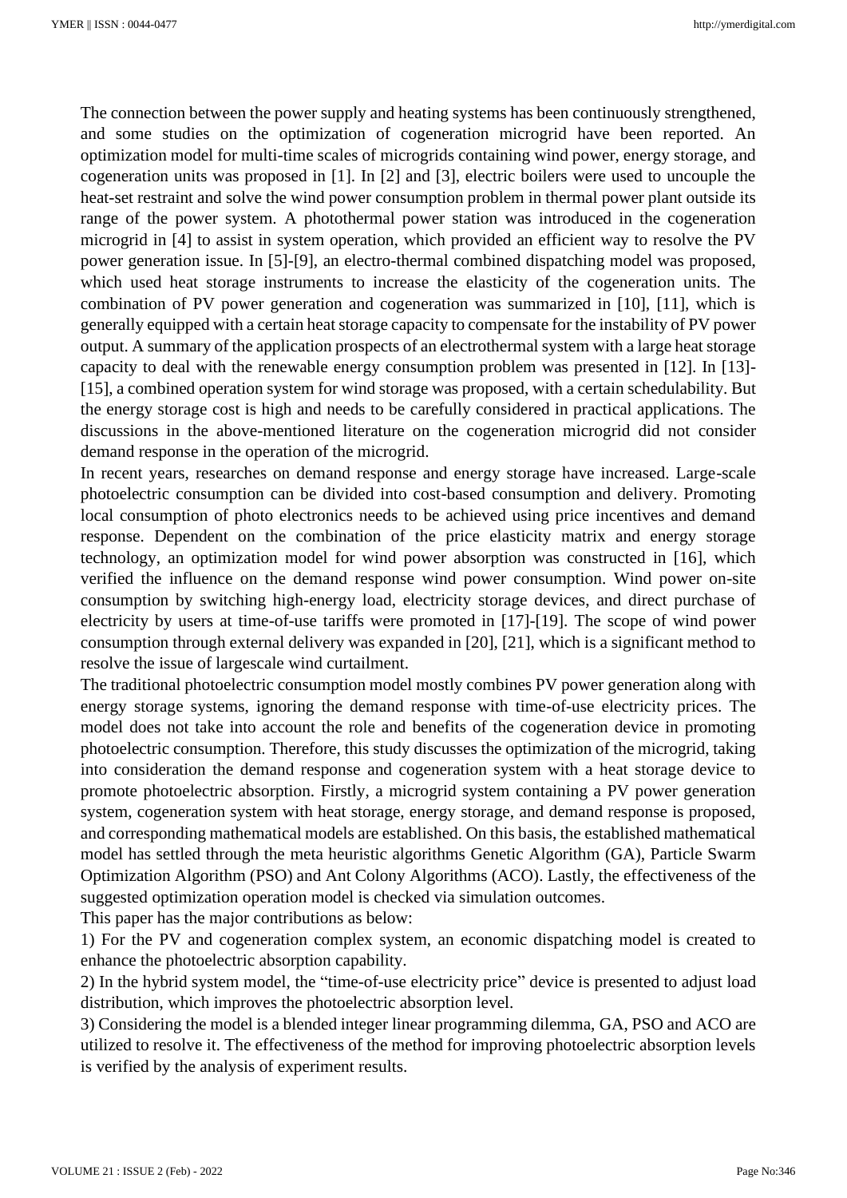The connection between the power supply and heating systems has been continuously strengthened, and some studies on the optimization of cogeneration microgrid have been reported. An optimization model for multi-time scales of microgrids containing wind power, energy storage, and cogeneration units was proposed in [1]. In [2] and [3], electric boilers were used to uncouple the heat-set restraint and solve the wind power consumption problem in thermal power plant outside its range of the power system. A photothermal power station was introduced in the cogeneration microgrid in [4] to assist in system operation, which provided an efficient way to resolve the PV power generation issue. In [5]-[9], an electro-thermal combined dispatching model was proposed, which used heat storage instruments to increase the elasticity of the cogeneration units. The combination of PV power generation and cogeneration was summarized in [10], [11], which is generally equipped with a certain heat storage capacity to compensate for the instability of PV power output. A summary of the application prospects of an electrothermal system with a large heat storage capacity to deal with the renewable energy consumption problem was presented in [12]. In [13]-[15], a combined operation system for wind storage was proposed, with a certain schedulability. But the energy storage cost is high and needs to be carefully considered in practical applications. The discussions in the above-mentioned literature on the cogeneration microgrid did not consider demand response in the operation of the microgrid.

In recent years, researches on demand response and energy storage have increased. Large-scale photoelectric consumption can be divided into cost-based consumption and delivery. Promoting local consumption of photo electronics needs to be achieved using price incentives and demand response. Dependent on the combination of the price elasticity matrix and energy storage technology, an optimization model for wind power absorption was constructed in [16], which verified the influence on the demand response wind power consumption. Wind power on-site consumption by switching high-energy load, electricity storage devices, and direct purchase of electricity by users at time-of-use tariffs were promoted in [17]-[19]. The scope of wind power consumption through external delivery was expanded in [20], [21], which is a significant method to resolve the issue of largescale wind curtailment.

The traditional photoelectric consumption model mostly combines PV power generation along with energy storage systems, ignoring the demand response with time-of-use electricity prices. The model does not take into account the role and benefits of the cogeneration device in promoting photoelectric consumption. Therefore, this study discusses the optimization of the microgrid, taking into consideration the demand response and cogeneration system with a heat storage device to promote photoelectric absorption. Firstly, a microgrid system containing a PV power generation system, cogeneration system with heat storage, energy storage, and demand response is proposed, and corresponding mathematical models are established. On this basis, the established mathematical model has settled through the meta heuristic algorithms Genetic Algorithm (GA), Particle Swarm Optimization Algorithm (PSO) and Ant Colony Algorithms (ACO). Lastly, the effectiveness of the suggested optimization operation model is checked via simulation outcomes.

This paper has the major contributions as below:

1) For the PV and cogeneration complex system, an economic dispatching model is created to enhance the photoelectric absorption capability.

2) In the hybrid system model, the “time-of-use electricity price” device is presented to adjust load distribution, which improves the photoelectric absorption level.

3) Considering the model is a blended integer linear programming dilemma, GA, PSO and ACO are utilized to resolve it. The effectiveness of the method for improving photoelectric absorption levels is verified by the analysis of experiment results.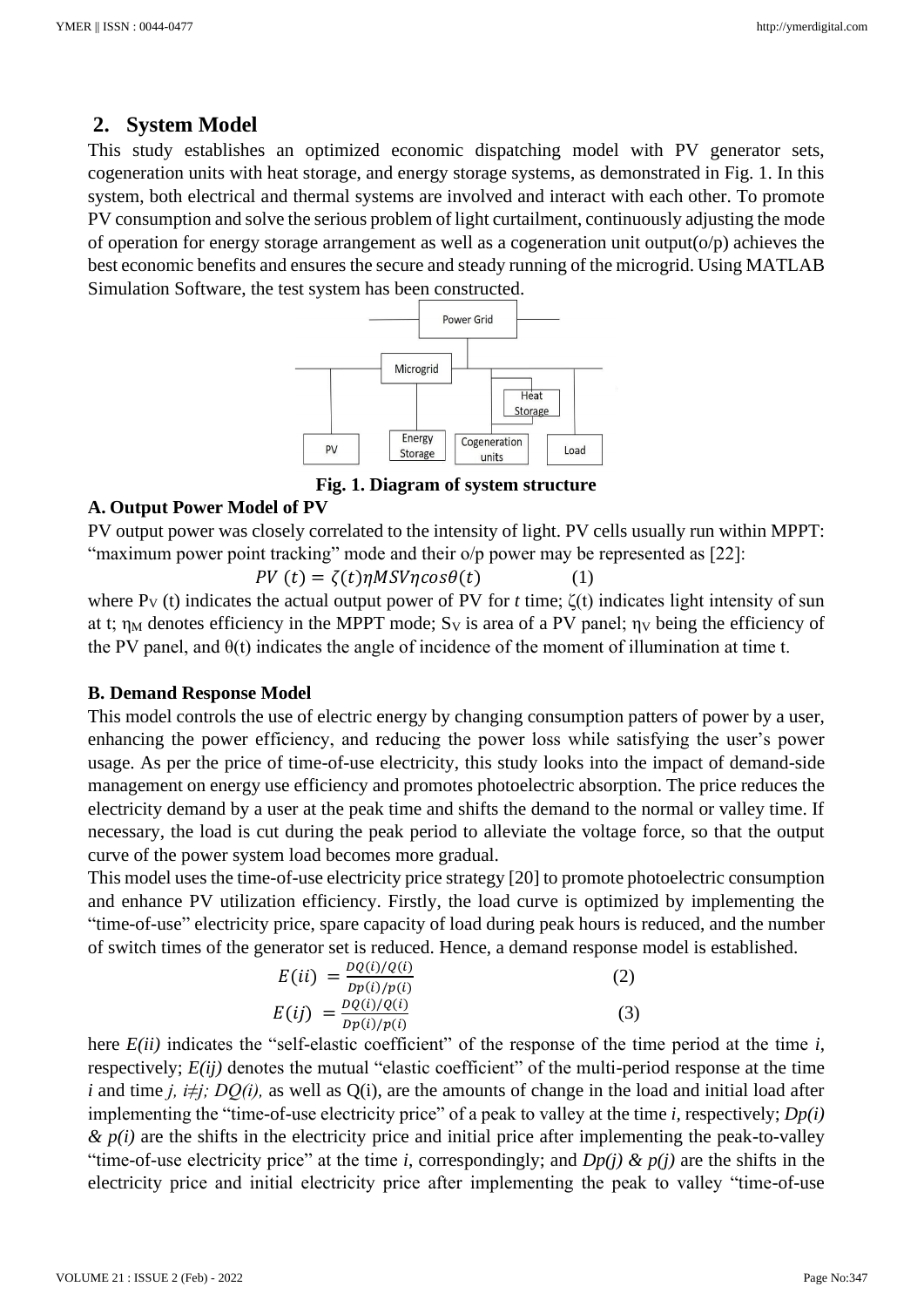## 2. System Model

This study establishes an optimized economic dispatching model with PV generator sets, cogeneration units with heat storage, and energy storage systems, as demonstrated in Fig. 1. In this system, both electrical and thermal systems are involved and interact with each other. To promote PV consumption and solve the serious problem of light curtailment, continuously adjusting the mode of operation for energy storage arrangement as well as a cogeneration unit output(o/p) achieves the best economic benefits and ensures the secure and steady running of the microgrid. Using MATLAB Simulation Software, the test system has been constructed.

**Fig. 1. Diagram of system structure**

### A. Output Power Model of PV

PV output power was closely correlated to the intensity of light. PV cells usually run within MPPT: "maximum power point tracking" mode and their o/p power may be represented as [22]:

$$PV\ (t) = \zeta(t)\eta MSV\eta cos\theta(t) \qquad (1)$$

where $P_V$ (t) indicates the actual output power of PV for *t* time; ζ(t) indicates light intensity of sun at t; $\eta_M$ denotes efficiency in the MPPT mode; $S_V$ is area of a PV panel; $\eta_V$ being the efficiency of the PV panel, and θ(t) indicates the angle of incidence of the moment of illumination at time t.

### B. Demand Response Model

This model controls the use of electric energy by changing consumption patters of power by a user, enhancing the power efficiency, and reducing the power loss while satisfying the user's power usage. As per the price of time-of-use electricity, this study looks into the impact of demand-side management on energy use efficiency and promotes photoelectric absorption. The price reduces the electricity demand by a user at the peak time and shifts the demand to the normal or valley time. If necessary, the load is cut during the peak period to alleviate the voltage force, so that the output curve of the power system load becomes more gradual.

This model uses the time-of-use electricity price strategy [20] to promote photoelectric consumption and enhance PV utilization efficiency. Firstly, the load curve is optimized by implementing the "time-of-use" electricity price, spare capacity of load during peak hours is reduced, and the number of switch times of the generator set is reduced. Hence, a demand response model is established.

$$E(ii) = \frac{DQ(i)/Q(i)}{Dp(i)/p(i)} \qquad (2)$$

$$E(ij) = \frac{DQ(i)/Q(i)}{Dp(i)/p(i)} \qquad (3)$$

here *E(ii)* indicates the "self-elastic coefficient" of the response of the time period at the time *i*, respectively; *E(ij)* denotes the mutual "elastic coefficient" of the multi-period response at the time *i* and time *j, i≠j; DQ(i),* as well as Q(i), are the amounts of change in the load and initial load after implementing the "time-of-use electricity price" of a peak to valley at the time *i*, respectively; *Dp(i) & p(i)* are the shifts in the electricity price and initial price after implementing the peak-to-valley "time-of-use electricity price" at the time *i*, correspondingly; and *Dp(j) & p(j)* are the shifts in the electricity price and initial electricity price after implementing the peak to valley "time-of-use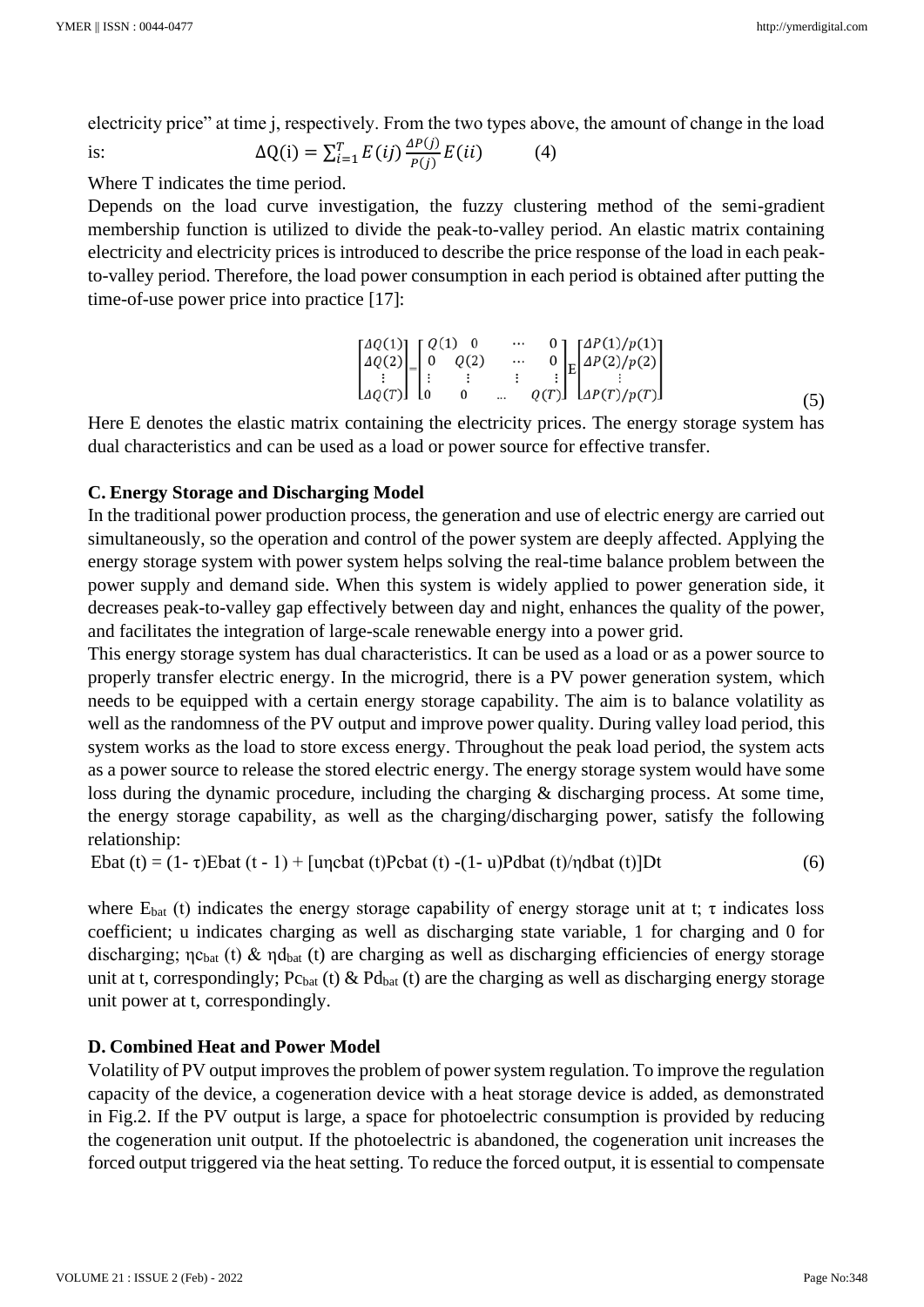electricity price" at time j, respectively. From the two types above, the amount of change in the load is:

$$\Delta \mathrm{Q(i)} = \sum_{i=1}^{T} E(ij)\frac{\Delta P(j)}{P(j)}E(ii) \qquad (4)$$

Where T indicates the time period.

Depends on the load curve investigation, the fuzzy clustering method of the semi-gradient membership function is utilized to divide the peak-to-valley period. An elastic matrix containing electricity and electricity prices is introduced to describe the price response of the load in each peak-to-valley period. Therefore, the load power consumption in each period is obtained after putting the time-of-use power price into practice [17]:

$$\begin{bmatrix} \Delta Q(1) \\ \Delta Q(2) \\ \vdots \\ \Delta Q(T) \end{bmatrix} = \begin{bmatrix} Q(1) & 0 & \cdots & 0 \\ 0 & Q(2) & \cdots & 0 \\ \vdots & \vdots & \vdots & \vdots \\ 0 & 0 & \cdots & Q(T) \end{bmatrix} \mathrm{E} \begin{bmatrix} \Delta P(1)/p(1) \\ \Delta P(2)/p(2) \\ \vdots \\ \Delta P(T)/p(T) \end{bmatrix} \qquad (5)$$

Here E denotes the elastic matrix containing the electricity prices. The energy storage system has dual characteristics and can be used as a load or power source for effective transfer.

### C. Energy Storage and Discharging Model

In the traditional power production process, the generation and use of electric energy are carried out simultaneously, so the operation and control of the power system are deeply affected. Applying the energy storage system with power system helps solving the real-time balance problem between the power supply and demand side. When this system is widely applied to power generation side, it decreases peak-to-valley gap effectively between day and night, enhances the quality of the power, and facilitates the integration of large-scale renewable energy into a power grid.

This energy storage system has dual characteristics. It can be used as a load or as a power source to properly transfer electric energy. In the microgrid, there is a PV power generation system, which needs to be equipped with a certain energy storage capability. The aim is to balance volatility as well as the randomness of the PV output and improve power quality. During valley load period, this system works as the load to store excess energy. Throughout the peak load period, the system acts as a power source to release the stored electric energy. The energy storage system would have some loss during the dynamic procedure, including the charging & discharging process. At some time, the energy storage capability, as well as the charging/discharging power, satisfy the following relationship:

$$E_{bat}(t) = (1-\tau)E_{bat}(t-1) + [u\eta c_{bat}(t)Pc_{bat}(t) - (1-u)Pd_{bat}(t)/\eta d_{bat}(t)]Dt \qquad (6)$$

where $E_{bat}(t)$ indicates the energy storage capability of energy storage unit at t; $\tau$ indicates loss coefficient; u indicates charging as well as discharging state variable, 1 for charging and 0 for discharging; $\eta c_{bat}(t)$ & $\eta d_{bat}(t)$ are charging as well as discharging efficiencies of energy storage unit at t, correspondingly; $Pc_{bat}(t)$ & $Pd_{bat}(t)$ are the charging as well as discharging energy storage unit power at t, correspondingly.

### D. Combined Heat and Power Model

Volatility of PV output improves the problem of power system regulation. To improve the regulation capacity of the device, a cogeneration device with a heat storage device is added, as demonstrated in Fig.2. If the PV output is large, a space for photoelectric consumption is provided by reducing the cogeneration unit output. If the photoelectric is abandoned, the cogeneration unit increases the forced output triggered via the heat setting. To reduce the forced output, it is essential to compensate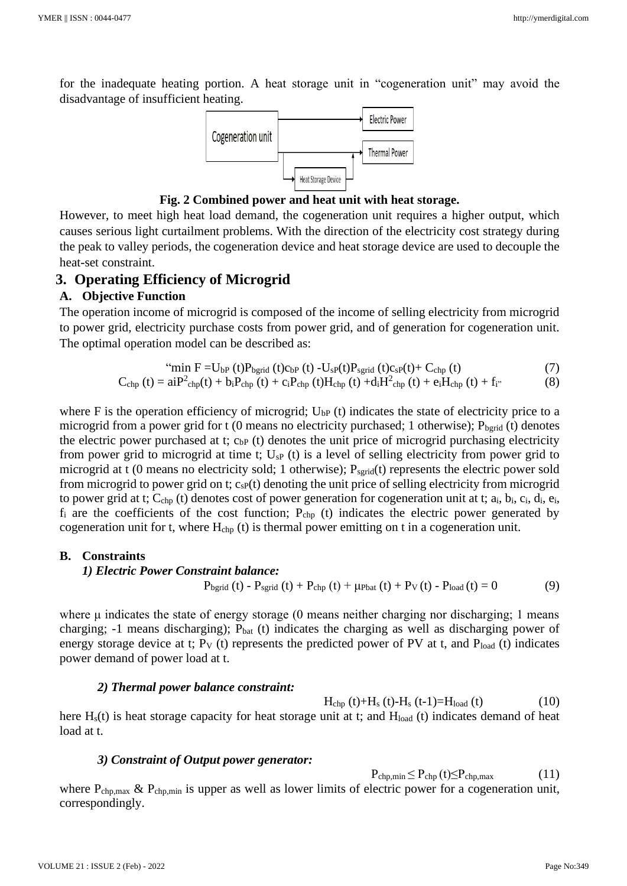for the inadequate heating portion. A heat storage unit in "cogeneration unit" may avoid the disadvantage of insufficient heating.

**Fig. 2 Combined power and heat unit with heat storage.**

However, to meet high heat load demand, the cogeneration unit requires a higher output, which causes serious light curtailment problems. With the direction of the electricity cost strategy during the peak to valley periods, the cogeneration device and heat storage device are used to decouple the heat-set constraint.

# 3. Operating Efficiency of Microgrid

## A. Objective Function

The operation income of microgrid is composed of the income of selling electricity from microgrid to power grid, electricity purchase costs from power grid, and of generation for cogeneration unit. The optimal operation model can be described as:

$$\text{"}\min F = U_{bP}(t)P_{bgrid}(t)c_{bP}(t) - U_{sP}(t)P_{sgrid}(t)c_{sP}(t) + C_{chp}(t) \tag{7}$$

$$C_{chp}(t) = a_i P^2_{chp}(t) + b_i P_{chp}(t) + c_i P_{chp}(t) H_{chp}(t) + d_i H^2_{chp}(t) + e_i H_{chp}(t) + f_i\text{"} \tag{8}$$

where F is the operation efficiency of microgrid; $U_{bP}(t)$ indicates the state of electricity price to a microgrid from a power grid for t (0 means no electricity purchased; 1 otherwise); $P_{bgrid}(t)$ denotes the electric power purchased at t; $c_{bP}(t)$ denotes the unit price of microgrid purchasing electricity from power grid to microgrid at time t; $U_{sP}(t)$ is a level of selling electricity from power grid to microgrid at t (0 means no electricity sold; 1 otherwise); $P_{sgrid}(t)$ represents the electric power sold from microgrid to power grid on t; $c_{sP}(t)$ denoting the unit price of selling electricity from microgrid to power grid at t; $C_{chp}(t)$ denotes cost of power generation for cogeneration unit at t; $a_i$, $b_i$, $c_i$, $d_i$, $e_i$, $f_i$ are the coefficients of the cost function; $P_{chp}(t)$ indicates the electric power generated by cogeneration unit for t, where $H_{chp}(t)$ is thermal power emitting on t in a cogeneration unit.

## B. Constraints

### *1) Electric Power Constraint balance:*

$$P_{bgrid}(t) - P_{sgrid}(t) + P_{chp}(t) + \mu P_{bat}(t) + P_V(t) - P_{load}(t) = 0 \tag{9}$$

where μ indicates the state of energy storage (0 means neither charging nor discharging; 1 means charging; -1 means discharging); $P_{bat}(t)$ indicates the charging as well as discharging power of energy storage device at t; $P_V(t)$ represents the predicted power of PV at t, and $P_{load}(t)$ indicates power demand of power load at t.

### *2) Thermal power balance constraint:*

$$H_{chp}(t) + H_s(t) - H_s(t-1) = H_{load}(t) \tag{10}$$

here $H_s(t)$ is heat storage capacity for heat storage unit at t; and $H_{load}(t)$ indicates demand of heat load at t.

### *3) Constraint of Output power generator:*

$$P_{chp,min} \leq P_{chp}(t) \leq P_{chp,max} \tag{11}$$

where $P_{chp,max}$ & $P_{chp,min}$ is upper as well as lower limits of electric power for a cogeneration unit, correspondingly.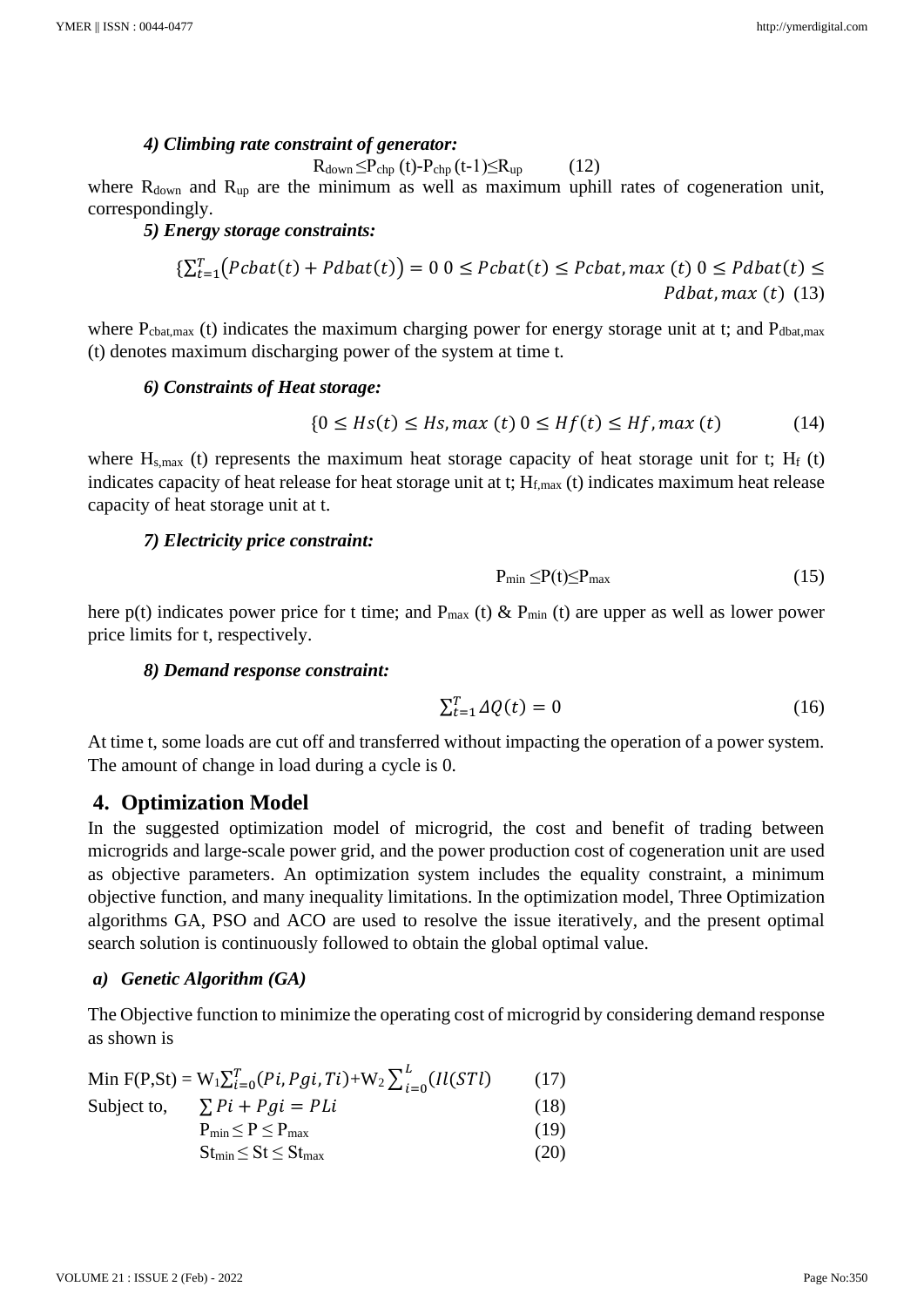*4) Climbing rate constraint of generator:*

$$R_{down} \leq P_{chp}(t) - P_{chp}(t-1) \leq R_{up} \quad (12)$$

where $R_{down}$ and $R_{up}$ are the minimum as well as maximum uphill rates of cogeneration unit, correspondingly.

*5) Energy storage constraints:*

$$\{\sum_{t=1}^{T}\left(Pcbat(t) + Pdbat(t)\right) = 0 \; 0 \leq Pcbat(t) \leq Pcbat,max\ (t) \; 0 \leq Pdbat(t) \leq Pdbat,max\ (t) \quad (13)$$

where $P_{cbat,max}$ (t) indicates the maximum charging power for energy storage unit at t; and $P_{dbat,max}$ (t) denotes maximum discharging power of the system at time t.

*6) Constraints of Heat storage:*

$$\{0 \leq Hs(t) \leq Hs,max\ (t) \; 0 \leq Hf(t) \leq Hf,max\ (t) \quad (14)$$

where $H_{s,max}$ (t) represents the maximum heat storage capacity of heat storage unit for t; $H_f$ (t) indicates capacity of heat release for heat storage unit at t; $H_{f,max}$ (t) indicates maximum heat release capacity of heat storage unit at t.

*7) Electricity price constraint:*

$$P_{min} \leq P(t) \leq P_{max} \quad (15)$$

here p(t) indicates power price for t time; and $P_{max}$ (t) & $P_{min}$ (t) are upper as well as lower power price limits for t, respectively.

*8) Demand response constraint:*

$$\sum_{t=1}^{T} \Delta Q(t) = 0 \quad (16)$$

At time t, some loads are cut off and transferred without impacting the operation of a power system. The amount of change in load during a cycle is 0.

## 4. Optimization Model

In the suggested optimization model of microgrid, the cost and benefit of trading between microgrids and large-scale power grid, and the power production cost of cogeneration unit are used as objective parameters. An optimization system includes the equality constraint, a minimum objective function, and many inequality limitations. In the optimization model, Three Optimization algorithms GA, PSO and ACO are used to resolve the issue iteratively, and the present optimal search solution is continuously followed to obtain the global optimal value.

***a) Genetic Algorithm (GA)***

The Objective function to minimize the operating cost of microgrid by considering demand response as shown is

$$\text{Min } F(P,St) = W_1\sum_{i=0}^{T}(Pi, Pgi, Ti) + W_2\sum_{i=0}^{L}(Il(STl)) \quad (17)$$

Subject to,

$$\sum Pi + Pgi = PLi \quad (18)$$

$$P_{min} \leq P \leq P_{max} \quad (19)$$

$$St_{min} \leq St \leq St_{max} \quad (20)$$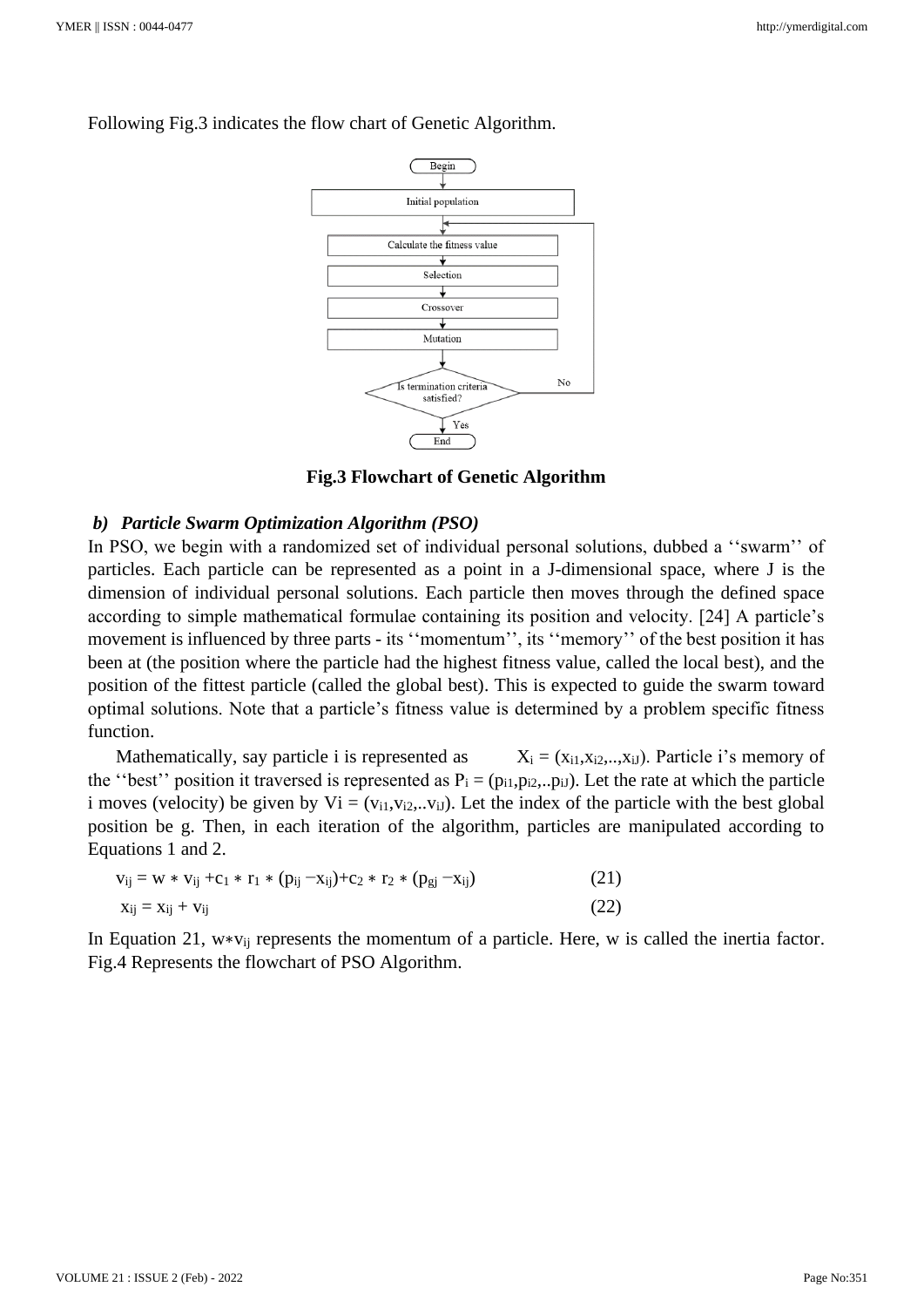Following Fig.3 indicates the flow chart of Genetic Algorithm.

**Fig.3 Flowchart of Genetic Algorithm**

### *b) Particle Swarm Optimization Algorithm (PSO)*

In PSO, we begin with a randomized set of individual personal solutions, dubbed a ''swarm'' of particles. Each particle can be represented as a point in a J-dimensional space, where J is the dimension of individual personal solutions. Each particle then moves through the defined space according to simple mathematical formulae containing its position and velocity. [24] A particle's movement is influenced by three parts - its ''momentum'', its ''memory'' of the best position it has been at (the position where the particle had the highest fitness value, called the local best), and the position of the fittest particle (called the global best). This is expected to guide the swarm toward optimal solutions. Note that a particle's fitness value is determined by a problem specific fitness function.

Mathematically, say particle i is represented as $X_i = (x_{i1}, x_{i2}, .., x_{iJ})$. Particle i's memory of the ''best'' position it traversed is represented as $P_i = (p_{i1}, p_{i2}, .. p_{iJ})$. Let the rate at which the particle i moves (velocity) be given by $Vi = (v_{i1}, v_{i2}, .. v_{iJ})$. Let the index of the particle with the best global position be g. Then, in each iteration of the algorithm, particles are manipulated according to Equations 1 and 2.

$$v_{ij} = w * v_{ij} + c_1 * r_1 * (p_{ij} - x_{ij}) + c_2 * r_2 * (p_{gj} - x_{ij}) \quad (21)$$

$$x_{ij} = x_{ij} + v_{ij} \quad (22)$$

In Equation 21, $w * v_{ij}$ represents the momentum of a particle. Here, w is called the inertia factor. Fig.4 Represents the flowchart of PSO Algorithm.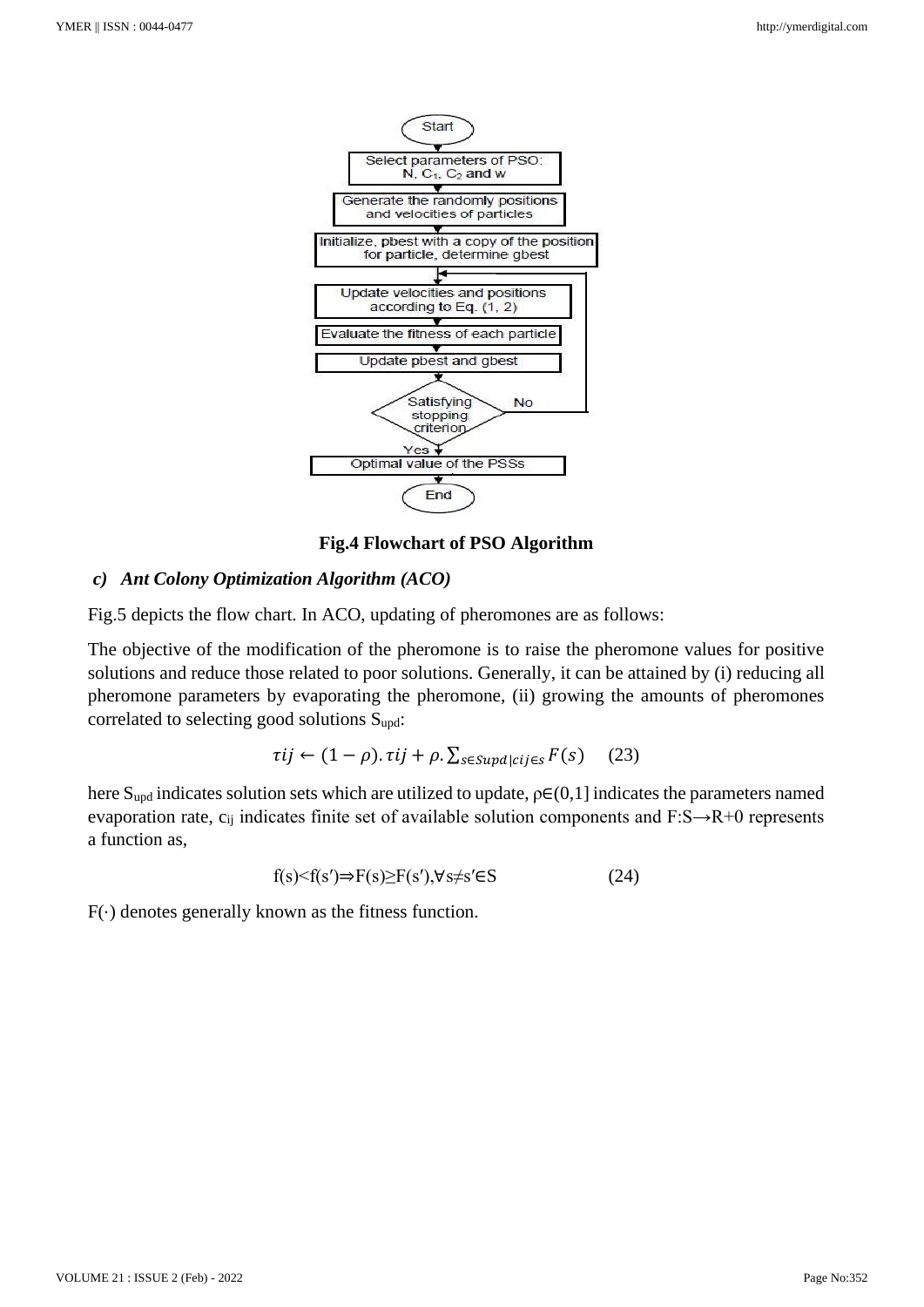Fig.4 Flowchart of PSO Algorithm

### c) *Ant Colony Optimization Algorithm (ACO)*

Fig.5 depicts the flow chart. In ACO, updating of pheromones are as follows:

The objective of the modification of the pheromone is to raise the pheromone values for positive solutions and reduce those related to poor solutions. Generally, it can be attained by (i) reducing all pheromone parameters by evaporating the pheromone, (ii) growing the amounts of pheromones correlated to selecting good solutions $S_{upd}$:

$$\tau ij \leftarrow (1-\rho).\tau ij + \rho.\sum_{s\in Supd|cij\in s} F(s) \quad (23)$$

here $S_{upd}$ indicates solution sets which are utilized to update, $\rho\in(0,1]$ indicates the parameters named evaporation rate, $c_{ij}$ indicates finite set of available solution components and $F:S\rightarrow R+0$ represents a function as,

$$f(s)<f(s')\Rightarrow F(s)\geq F(s'), \forall s\neq s'\in S \quad (24)$$

$F(\cdot)$ denotes generally known as the fitness function.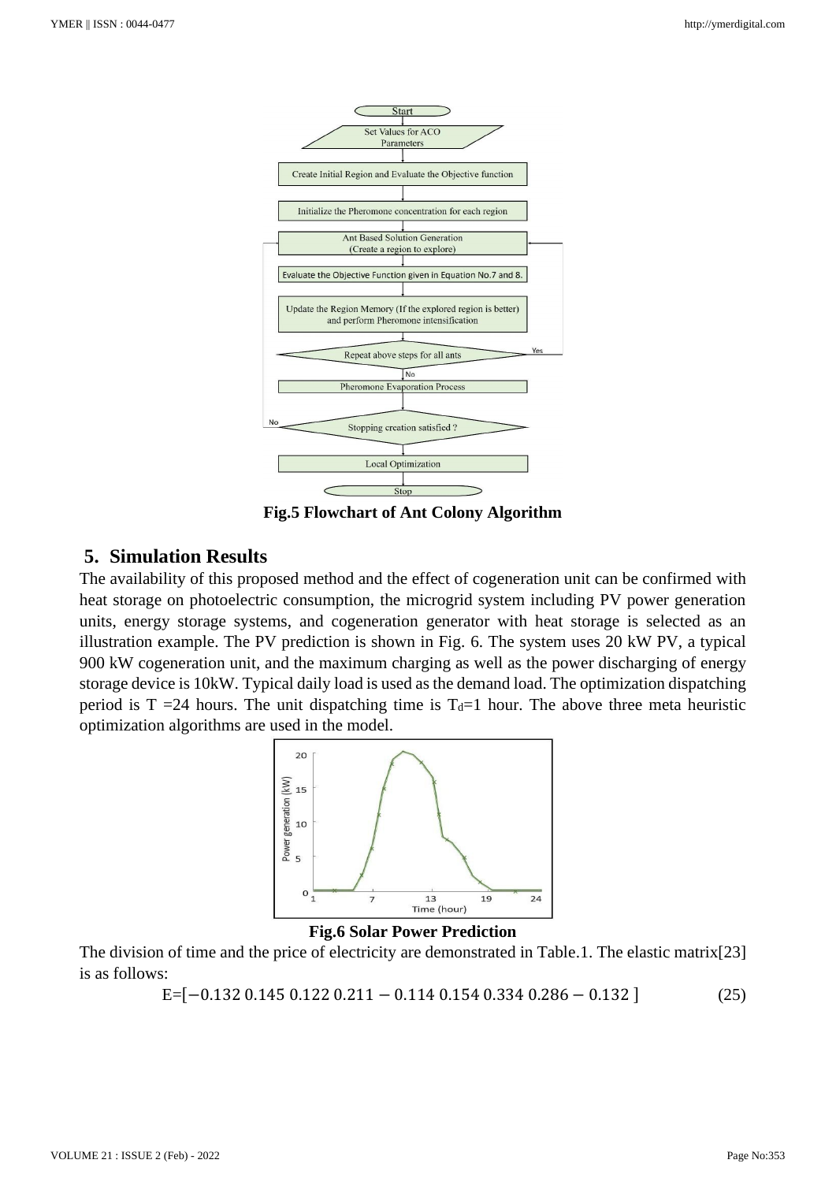**Fig.5 Flowchart of Ant Colony Algorithm**

## 5. Simulation Results

The availability of this proposed method and the effect of cogeneration unit can be confirmed with heat storage on photoelectric consumption, the microgrid system including PV power generation units, energy storage systems, and cogeneration generator with heat storage is selected as an illustration example. The PV prediction is shown in Fig. 6. The system uses 20 kW PV, a typical 900 kW cogeneration unit, and the maximum charging as well as the power discharging of energy storage device is 10kW. Typical daily load is used as the demand load. The optimization dispatching period is T =24 hours. The unit dispatching time is $T_d$=1 hour. The above three meta heuristic optimization algorithms are used in the model.

**Fig.6 Solar Power Prediction**

The division of time and the price of electricity are demonstrated in Table.1. The elastic matrix[23] is as follows:

$$E=[-0.132\ 0.145\ 0.122\ 0.211\ -0.114\ 0.154\ 0.334\ 0.286\ -0.132\ ] \tag{25}$$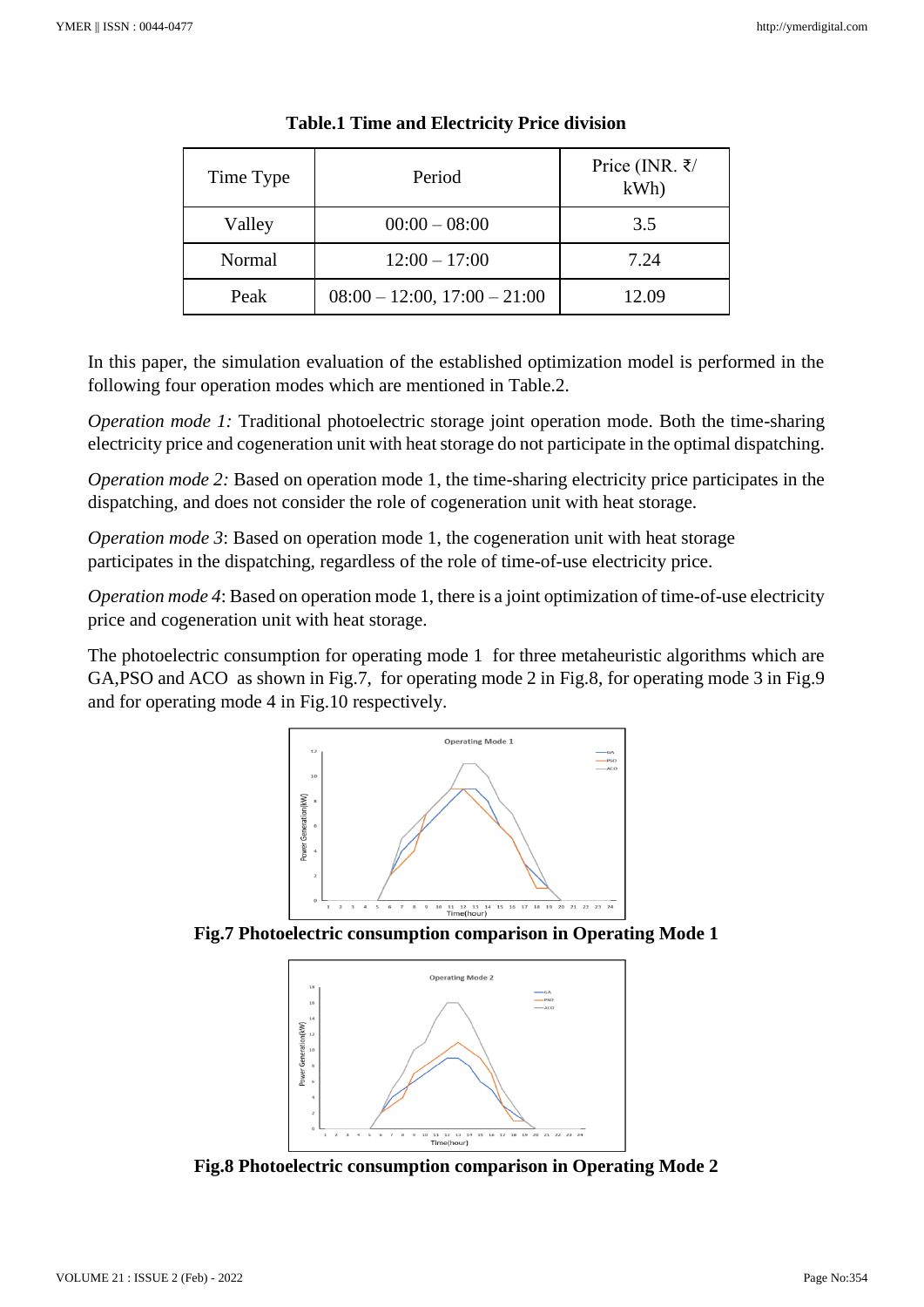**Table.1 Time and Electricity Price division**

| Time Type | Period | Price (INR. ₹/ kWh) |
|---|---|---|
| Valley | 00:00 – 08:00 | 3.5 |
| Normal | 12:00 – 17:00 | 7.24 |
| Peak | 08:00 – 12:00, 17:00 – 21:00 | 12.09 |

In this paper, the simulation evaluation of the established optimization model is performed in the following four operation modes which are mentioned in Table.2.

*Operation mode 1:* Traditional photoelectric storage joint operation mode. Both the time-sharing electricity price and cogeneration unit with heat storage do not participate in the optimal dispatching.

*Operation mode 2:* Based on operation mode 1, the time-sharing electricity price participates in the dispatching, and does not consider the role of cogeneration unit with heat storage.

*Operation mode 3*: Based on operation mode 1, the cogeneration unit with heat storage participates in the dispatching, regardless of the role of time-of-use electricity price.

*Operation mode 4*: Based on operation mode 1, there is a joint optimization of time-of-use electricity price and cogeneration unit with heat storage.

The photoelectric consumption for operating mode 1 for three metaheuristic algorithms which are GA,PSO and ACO as shown in Fig.7, for operating mode 2 in Fig.8, for operating mode 3 in Fig.9 and for operating mode 4 in Fig.10 respectively.

**Fig.7 Photoelectric consumption comparison in Operating Mode 1**

**Fig.8 Photoelectric consumption comparison in Operating Mode 2**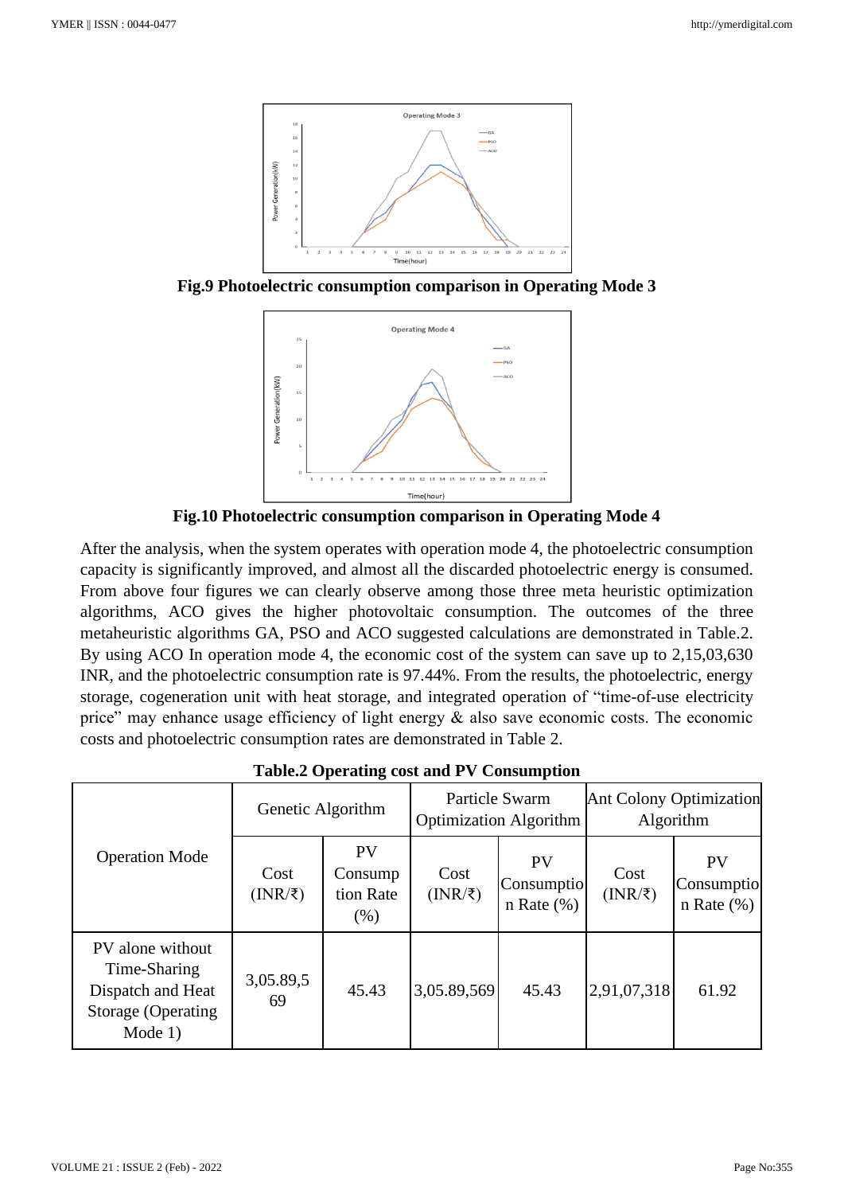**Fig.9 Photoelectric consumption comparison in Operating Mode 3**

**Fig.10 Photoelectric consumption comparison in Operating Mode 4**

After the analysis, when the system operates with operation mode 4, the photoelectric consumption capacity is significantly improved, and almost all the discarded photoelectric energy is consumed. From above four figures we can clearly observe among those three meta heuristic optimization algorithms, ACO gives the higher photovoltaic consumption. The outcomes of the three metaheuristic algorithms GA, PSO and ACO suggested calculations are demonstrated in Table.2. By using ACO In operation mode 4, the economic cost of the system can save up to 2,15,03,630 INR, and the photoelectric consumption rate is 97.44%. From the results, the photoelectric, energy storage, cogeneration unit with heat storage, and integrated operation of "time-of-use electricity price" may enhance usage efficiency of light energy & also save economic costs. The economic costs and photoelectric consumption rates are demonstrated in Table 2.

**Table.2 Operating cost and PV Consumption**

| Operation Mode | Genetic Algorithm | | Particle Swarm Optimization Algorithm | | Ant Colony Optimization Algorithm | |
|---|---|---|---|---|---|---|
| | Cost (INR/₹) | PV Consumption Rate (%) | Cost (INR/₹) | PV Consumption Rate (%) | Cost (INR/₹) | PV Consumption Rate (%) |
| PV alone without Time-Sharing Dispatch and Heat Storage (Operating Mode 1) | 3,05,89,569 | 45.43 | 3,05,89,569 | 45.43 | 2,91,07,318 | 61.92 |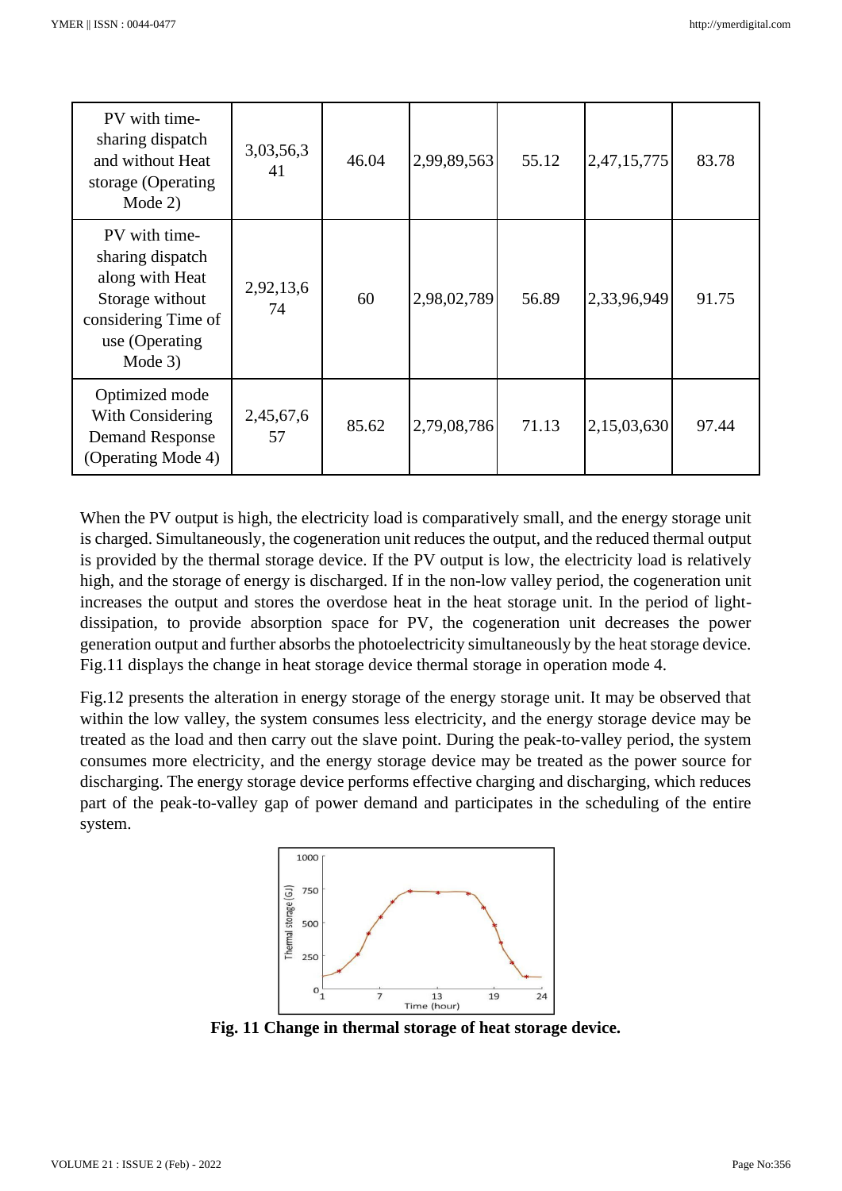| PV with time-sharing dispatch and without Heat storage (Operating Mode 2) | 3,03,56,341 | 46.04 | 2,99,89,563 | 55.12 | 2,47,15,775 | 83.78 |
|---|---|---|---|---|---|---|
| PV with time-sharing dispatch along with Heat Storage without considering Time of use (Operating Mode 3) | 2,92,13,674 | 60 | 2,98,02,789 | 56.89 | 2,33,96,949 | 91.75 |
| Optimized mode With Considering Demand Response (Operating Mode 4) | 2,45,67,657 | 85.62 | 2,79,08,786 | 71.13 | 2,15,03,630 | 97.44 |

When the PV output is high, the electricity load is comparatively small, and the energy storage unit is charged. Simultaneously, the cogeneration unit reduces the output, and the reduced thermal output is provided by the thermal storage device. If the PV output is low, the electricity load is relatively high, and the storage of energy is discharged. If in the non-low valley period, the cogeneration unit increases the output and stores the overdose heat in the heat storage unit. In the period of light-dissipation, to provide absorption space for PV, the cogeneration unit decreases the power generation output and further absorbs the photoelectricity simultaneously by the heat storage device. Fig.11 displays the change in heat storage device thermal storage in operation mode 4.

Fig.12 presents the alteration in energy storage of the energy storage unit. It may be observed that within the low valley, the system consumes less electricity, and the energy storage device may be treated as the load and then carry out the slave point. During the peak-to-valley period, the system consumes more electricity, and the energy storage device may be treated as the power source for discharging. The energy storage device performs effective charging and discharging, which reduces part of the peak-to-valley gap of power demand and participates in the scheduling of the entire system.

**Fig. 11 Change in thermal storage of heat storage device.**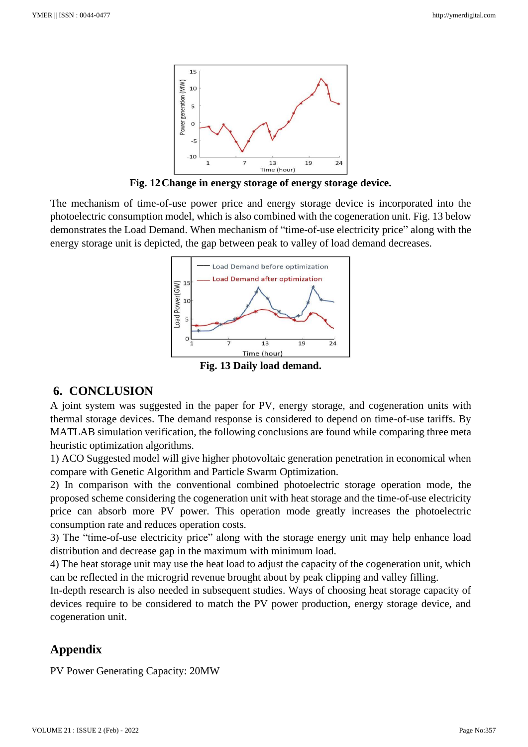Fig. 12 Change in energy storage of energy storage device.

The mechanism of time-of-use power price and energy storage device is incorporated into the photoelectric consumption model, which is also combined with the cogeneration unit. Fig. 13 below demonstrates the Load Demand. When mechanism of "time-of-use electricity price" along with the energy storage unit is depicted, the gap between peak to valley of load demand decreases.

Fig. 13 Daily load demand.

## 6. CONCLUSION

A joint system was suggested in the paper for PV, energy storage, and cogeneration units with thermal storage devices. The demand response is considered to depend on time-of-use tariffs. By MATLAB simulation verification, the following conclusions are found while comparing three meta heuristic optimization algorithms.

1) ACO Suggested model will give higher photovoltaic generation penetration in economical when compare with Genetic Algorithm and Particle Swarm Optimization.

2) In comparison with the conventional combined photoelectric storage operation mode, the proposed scheme considering the cogeneration unit with heat storage and the time-of-use electricity price can absorb more PV power. This operation mode greatly increases the photoelectric consumption rate and reduces operation costs.

3) The "time-of-use electricity price" along with the storage energy unit may help enhance load distribution and decrease gap in the maximum with minimum load.

4) The heat storage unit may use the heat load to adjust the capacity of the cogeneration unit, which can be reflected in the microgrid revenue brought about by peak clipping and valley filling.

In-depth research is also needed in subsequent studies. Ways of choosing heat storage capacity of devices require to be considered to match the PV power production, energy storage device, and cogeneration unit.

## Appendix

PV Power Generating Capacity: 20MW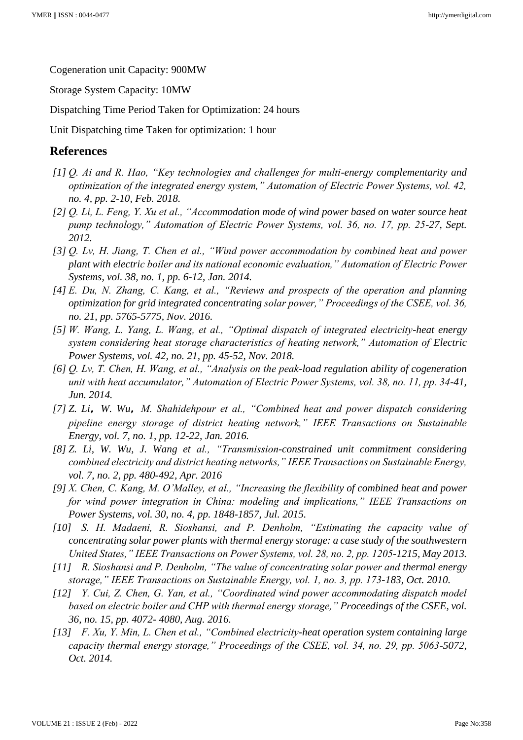Cogeneration unit Capacity: 900MW

Storage System Capacity: 10MW

Dispatching Time Period Taken for Optimization: 24 hours

Unit Dispatching time Taken for optimization: 1 hour

## References

[1] *Q. Ai and R. Hao, "Key technologies and challenges for multi-energy complementarity and optimization of the integrated energy system," Automation of Electric Power Systems, vol. 42, no. 4, pp. 2-10, Feb. 2018.*

[2] *Q. Li, L. Feng, Y. Xu et al., "Accommodation mode of wind power based on water source heat pump technology," Automation of Electric Power Systems, vol. 36, no. 17, pp. 25-27, Sept. 2012.*

[3] *Q. Lv, H. Jiang, T. Chen et al., "Wind power accommodation by combined heat and power plant with electric boiler and its national economic evaluation," Automation of Electric Power Systems, vol. 38, no. 1, pp. 6-12, Jan. 2014.*

[4] *E. Du, N. Zhang, C. Kang, et al., "Reviews and prospects of the operation and planning optimization for grid integrated concentrating solar power," Proceedings of the CSEE, vol. 36, no. 21, pp. 5765-5775, Nov. 2016.*

[5] *W. Wang, L. Yang, L. Wang, et al., "Optimal dispatch of integrated electricity-heat energy system considering heat storage characteristics of heating network," Automation of Electric Power Systems, vol. 42, no. 21, pp. 45-52, Nov. 2018.*

[6] *Q. Lv, T. Chen, H. Wang, et al., "Analysis on the peak-load regulation ability of cogeneration unit with heat accumulator," Automation of Electric Power Systems, vol. 38, no. 11, pp. 34-41, Jun. 2014.*

[7] *Z. Li, W. Wu, M. Shahidehpour et al., "Combined heat and power dispatch considering pipeline energy storage of district heating network," IEEE Transactions on Sustainable Energy, vol. 7, no. 1, pp. 12-22, Jan. 2016.*

[8] *Z. Li, W. Wu, J. Wang et al., "Transmission-constrained unit commitment considering combined electricity and district heating networks," IEEE Transactions on Sustainable Energy, vol. 7, no. 2, pp. 480-492, Apr. 2016*

[9] *X. Chen, C. Kang, M. O'Malley, et al., "Increasing the flexibility of combined heat and power for wind power integration in China: modeling and implications," IEEE Transactions on Power Systems, vol. 30, no. 4, pp. 1848-1857, Jul. 2015.*

[10] *S. H. Madaeni, R. Sioshansi, and P. Denholm, "Estimating the capacity value of concentrating solar power plants with thermal energy storage: a case study of the southwestern United States," IEEE Transactions on Power Systems, vol. 28, no. 2, pp. 1205-1215, May 2013.*

[11] *R. Sioshansi and P. Denholm, "The value of concentrating solar power and thermal energy storage," IEEE Transactions on Sustainable Energy, vol. 1, no. 3, pp. 173-183, Oct. 2010.*

[12] *Y. Cui, Z. Chen, G. Yan, et al., "Coordinated wind power accommodating dispatch model based on electric boiler and CHP with thermal energy storage," Proceedings of the CSEE, vol. 36, no. 15, pp. 4072- 4080, Aug. 2016.*

[13] *F. Xu, Y. Min, L. Chen et al., "Combined electricity-heat operation system containing large capacity thermal energy storage," Proceedings of the CSEE, vol. 34, no. 29, pp. 5063-5072, Oct. 2014.*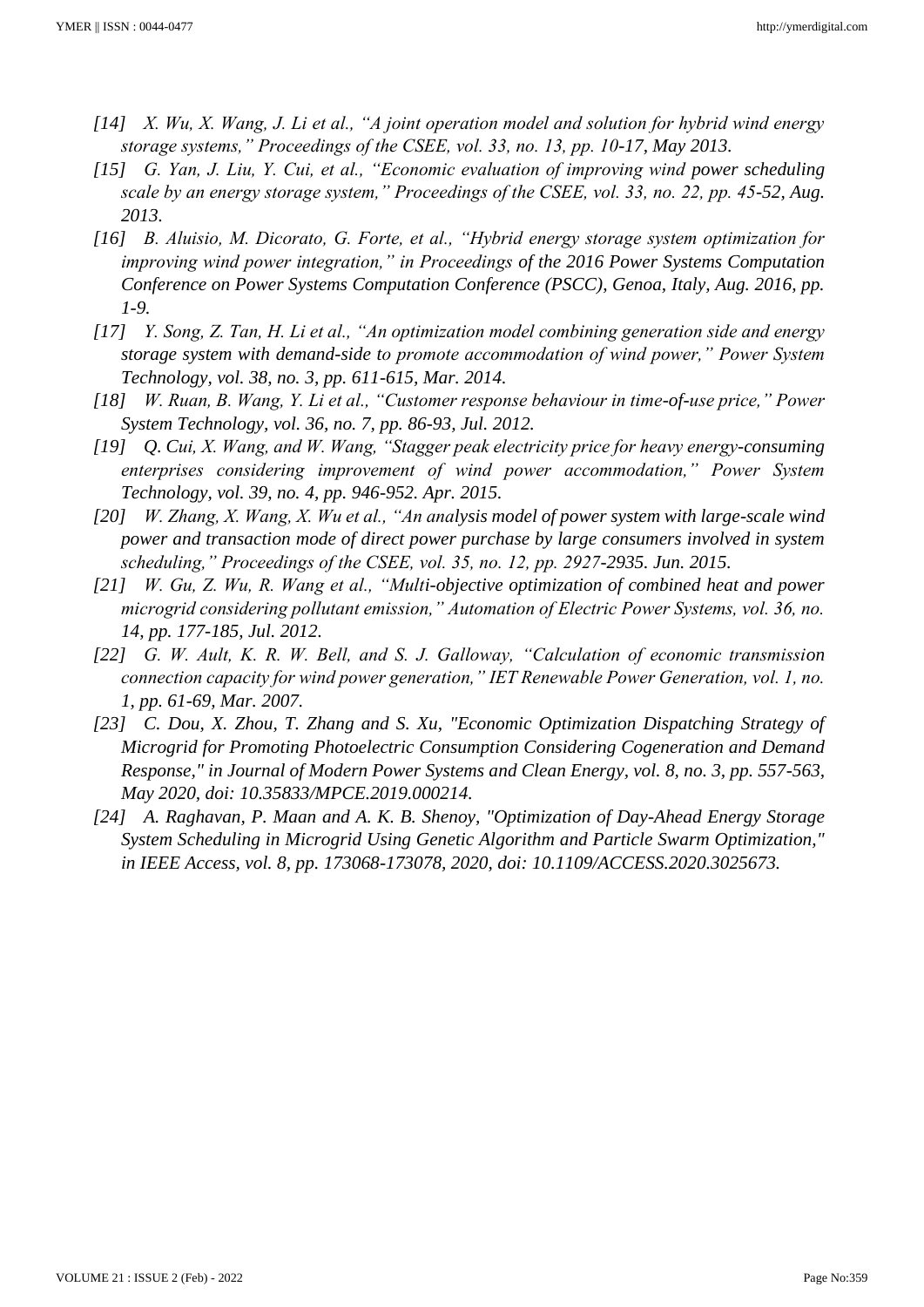*[14] X. Wu, X. Wang, J. Li et al., "A joint operation model and solution for hybrid wind energy storage systems," Proceedings of the CSEE, vol. 33, no. 13, pp. 10-17, May 2013.*

*[15] G. Yan, J. Liu, Y. Cui, et al., "Economic evaluation of improving wind power scheduling scale by an energy storage system," Proceedings of the CSEE, vol. 33, no. 22, pp. 45-52, Aug. 2013.*

*[16] B. Aluisio, M. Dicorato, G. Forte, et al., "Hybrid energy storage system optimization for improving wind power integration," in Proceedings of the 2016 Power Systems Computation Conference on Power Systems Computation Conference (PSCC), Genoa, Italy, Aug. 2016, pp. 1-9.*

*[17] Y. Song, Z. Tan, H. Li et al., "An optimization model combining generation side and energy storage system with demand-side to promote accommodation of wind power," Power System Technology, vol. 38, no. 3, pp. 611-615, Mar. 2014.*

*[18] W. Ruan, B. Wang, Y. Li et al., "Customer response behaviour in time-of-use price," Power System Technology, vol. 36, no. 7, pp. 86-93, Jul. 2012.*

*[19] Q. Cui, X. Wang, and W. Wang, "Stagger peak electricity price for heavy energy-consuming enterprises considering improvement of wind power accommodation," Power System Technology, vol. 39, no. 4, pp. 946-952. Apr. 2015.*

*[20] W. Zhang, X. Wang, X. Wu et al., "An analysis model of power system with large-scale wind power and transaction mode of direct power purchase by large consumers involved in system scheduling," Proceedings of the CSEE, vol. 35, no. 12, pp. 2927-2935. Jun. 2015.*

*[21] W. Gu, Z. Wu, R. Wang et al., "Multi-objective optimization of combined heat and power microgrid considering pollutant emission," Automation of Electric Power Systems, vol. 36, no. 14, pp. 177-185, Jul. 2012.*

*[22] G. W. Ault, K. R. W. Bell, and S. J. Galloway, "Calculation of economic transmission connection capacity for wind power generation," IET Renewable Power Generation, vol. 1, no. 1, pp. 61-69, Mar. 2007.*

*[23] C. Dou, X. Zhou, T. Zhang and S. Xu, "Economic Optimization Dispatching Strategy of Microgrid for Promoting Photoelectric Consumption Considering Cogeneration and Demand Response," in Journal of Modern Power Systems and Clean Energy, vol. 8, no. 3, pp. 557-563, May 2020, doi: 10.35833/MPCE.2019.000214.*

*[24] A. Raghavan, P. Maan and A. K. B. Shenoy, "Optimization of Day-Ahead Energy Storage System Scheduling in Microgrid Using Genetic Algorithm and Particle Swarm Optimization," in IEEE Access, vol. 8, pp. 173068-173078, 2020, doi: 10.1109/ACCESS.2020.3025673.*